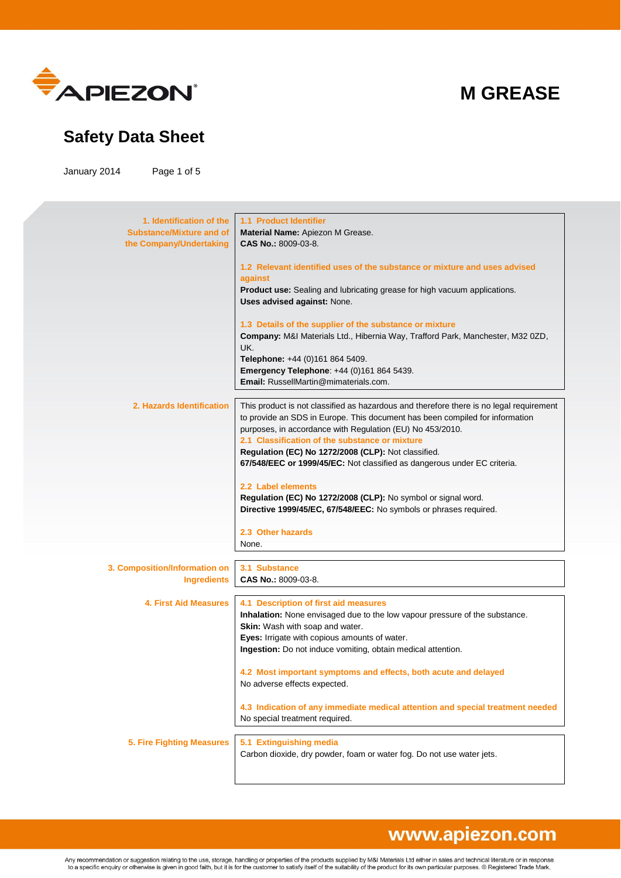APIEZON®

# M GREASE

## Safety Data Sheet

January 2014

## 1. Identification of the Substance/Mixture and of the Company/Undertaking

### 1.1 Product Identifier

**Material Name:** Apiezon M Grease.
**CAS No.:** 8009-03-8.

### 1.2 Relevant identified uses of the substance or mixture and uses advised against

**Product use:** Sealing and lubricating grease for high vacuum applications.
**Uses advised against:** None.

### 1.3 Details of the supplier of the substance or mixture

**Company:** M&I Materials Ltd., Hibernia Way, Trafford Park, Manchester, M32 0ZD, UK.
**Telephone:** +44 (0)161 864 5409.
**Emergency Telephone**: +44 (0)161 864 5439.
**Email:** RussellMartin@mimaterials.com.

## 2. Hazards Identification

This product is not classified as hazardous and therefore there is no legal requirement to provide an SDS in Europe. This document has been compiled for information purposes, in accordance with Regulation (EU) No 453/2010.

### 2.1 Classification of the substance or mixture

**Regulation (EC) No 1272/2008 (CLP):** Not classified.
**67/548/EEC or 1999/45/EC:** Not classified as dangerous under EC criteria.

### 2.2 Label elements

**Regulation (EC) No 1272/2008 (CLP):** No symbol or signal word.
**Directive 1999/45/EC, 67/548/EEC:** No symbols or phrases required.

### 2.3 Other hazards

None.

## 3. Composition/Information on Ingredients

### 3.1 Substance

**CAS No.:** 8009-03-8.

## 4. First Aid Measures

### 4.1 Description of first aid measures

**Inhalation:** None envisaged due to the low vapour pressure of the substance.
**Skin:** Wash with soap and water.
**Eyes:** Irrigate with copious amounts of water.
**Ingestion:** Do not induce vomiting, obtain medical attention.

### 4.2 Most important symptoms and effects, both acute and delayed

No adverse effects expected.

### 4.3 Indication of any immediate medical attention and special treatment needed

No special treatment required.

## 5. Fire Fighting Measures

### 5.1 Extinguishing media

Carbon dioxide, dry powder, foam or water fog. Do not use water jets.

www.apiezon.com

Any recommendation or suggestion relating to the use, storage, handling or properties of the products supplied by M&I Materials Ltd either in sales and technical literature or in response to a specific enquiry or otherwise is given in good faith, but it is for the customer to satisfy itself of the suitability of the product for its own particular purposes. ® Registered Trade Mark.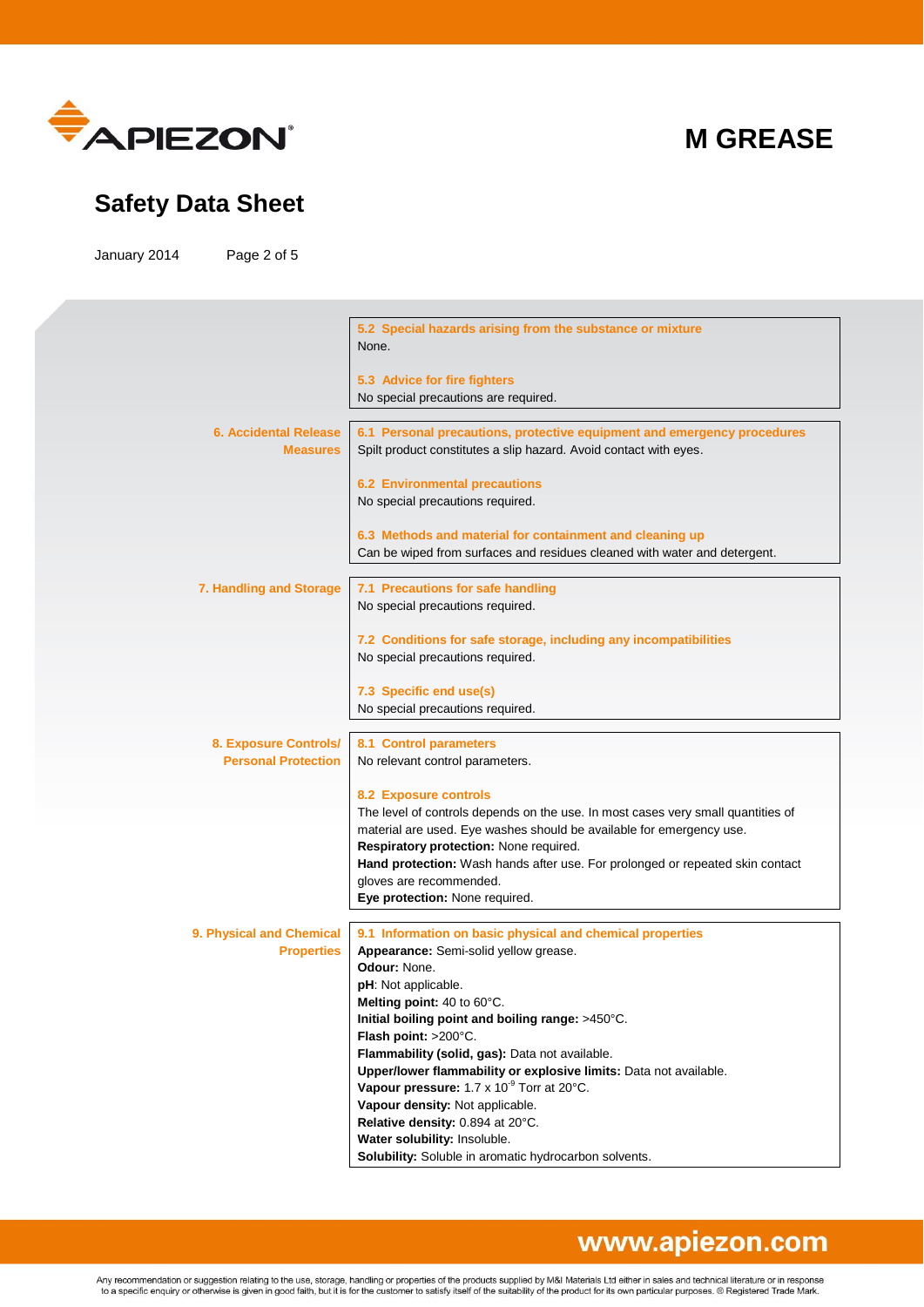**5.2 Special hazards arising from the substance or mixture**
None.

**5.3 Advice for fire fighters**
No special precautions are required.

## 6. Accidental Release Measures

**6.1 Personal precautions, protective equipment and emergency procedures**
Spilt product constitutes a slip hazard. Avoid contact with eyes.

**6.2 Environmental precautions**
No special precautions required.

**6.3 Methods and material for containment and cleaning up**
Can be wiped from surfaces and residues cleaned with water and detergent.

## 7. Handling and Storage

**7.1 Precautions for safe handling**
No special precautions required.

**7.2 Conditions for safe storage, including any incompatibilities**
No special precautions required.

**7.3 Specific end use(s)**
No special precautions required.

## 8. Exposure Controls/ Personal Protection

**8.1 Control parameters**
No relevant control parameters.

**8.2 Exposure controls**
The level of controls depends on the use. In most cases very small quantities of material are used. Eye washes should be available for emergency use.
**Respiratory protection:** None required.
**Hand protection:** Wash hands after use. For prolonged or repeated skin contact gloves are recommended.
**Eye protection:** None required.

## 9. Physical and Chemical Properties

**9.1 Information on basic physical and chemical properties**
**Appearance:** Semi-solid yellow grease.
**Odour:** None.
**pH**: Not applicable.
**Melting point:** 40 to 60°C.
**Initial boiling point and boiling range:** >450°C.
**Flash point:** >200°C.
**Flammability (solid, gas):** Data not available.
**Upper/lower flammability or explosive limits:** Data not available.
**Vapour pressure:** $1.7 \times 10^{-9}$ Torr at 20°C.
**Vapour density:** Not applicable.
**Relative density:** 0.894 at 20°C.
**Water solubility:** Insoluble.
**Solubility:** Soluble in aromatic hydrocarbon solvents.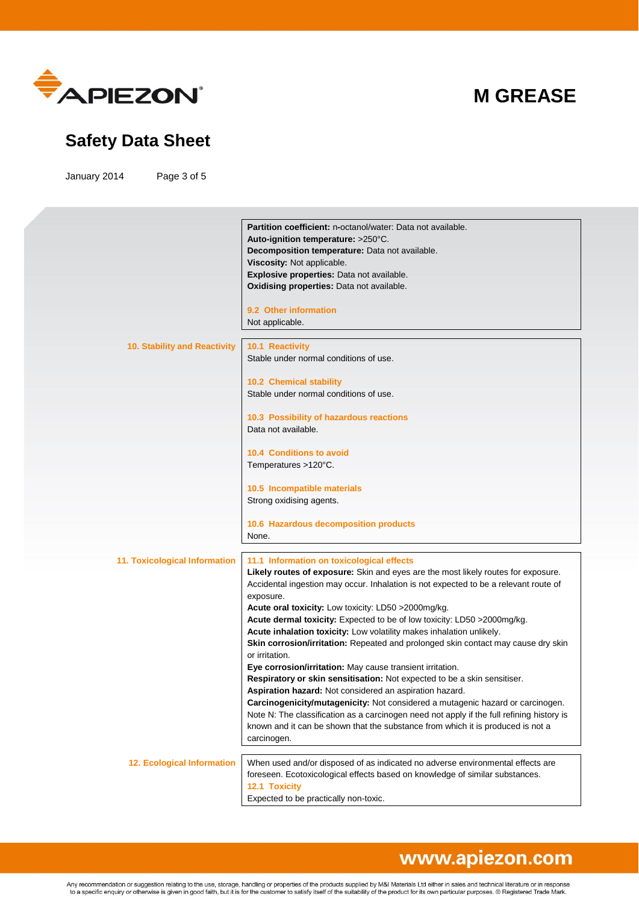**Partition coefficient:** n-octanol/water: Data not available.
**Auto-ignition temperature:** >250°C.
**Decomposition temperature:** Data not available.
**Viscosity:** Not applicable.
**Explosive properties:** Data not available.
**Oxidising properties:** Data not available.

### 9.2 Other information

Not applicable.

## 10. Stability and Reactivity

### 10.1 Reactivity

Stable under normal conditions of use.

### 10.2 Chemical stability

Stable under normal conditions of use.

### 10.3 Possibility of hazardous reactions

Data not available.

### 10.4 Conditions to avoid

Temperatures >120°C.

### 10.5 Incompatible materials

Strong oxidising agents.

### 10.6 Hazardous decomposition products

None.

## 11. Toxicological Information

### 11.1 Information on toxicological effects

**Likely routes of exposure:** Skin and eyes are the most likely routes for exposure. Accidental ingestion may occur. Inhalation is not expected to be a relevant route of exposure.
**Acute oral toxicity:** Low toxicity: LD50 >2000mg/kg.
**Acute dermal toxicity:** Expected to be of low toxicity: LD50 >2000mg/kg.
**Acute inhalation toxicity:** Low volatility makes inhalation unlikely.
**Skin corrosion/irritation:** Repeated and prolonged skin contact may cause dry skin or irritation.
**Eye corrosion/irritation:** May cause transient irritation.
**Respiratory or skin sensitisation:** Not expected to be a skin sensitiser.
**Aspiration hazard:** Not considered an aspiration hazard.
**Carcinogenicity/mutagenicity:** Not considered a mutagenic hazard or carcinogen.
Note N: The classification as a carcinogen need not apply if the full refining history is known and it can be shown that the substance from which it is produced is not a carcinogen.

## 12. Ecological Information

When used and/or disposed of as indicated no adverse environmental effects are foreseen. Ecotoxicological effects based on knowledge of similar substances.

### 12.1 Toxicity

Expected to be practically non-toxic.

Any recommendation or suggestion relating to the use, storage, handling or properties of the products supplied by M&I Materials Ltd either in sales and technical literature or in response to a specific enquiry or otherwise is given in good faith, but it is for the customer to satisfy itself of the suitability of the product for its own particular purposes. ® Registered Trade Mark.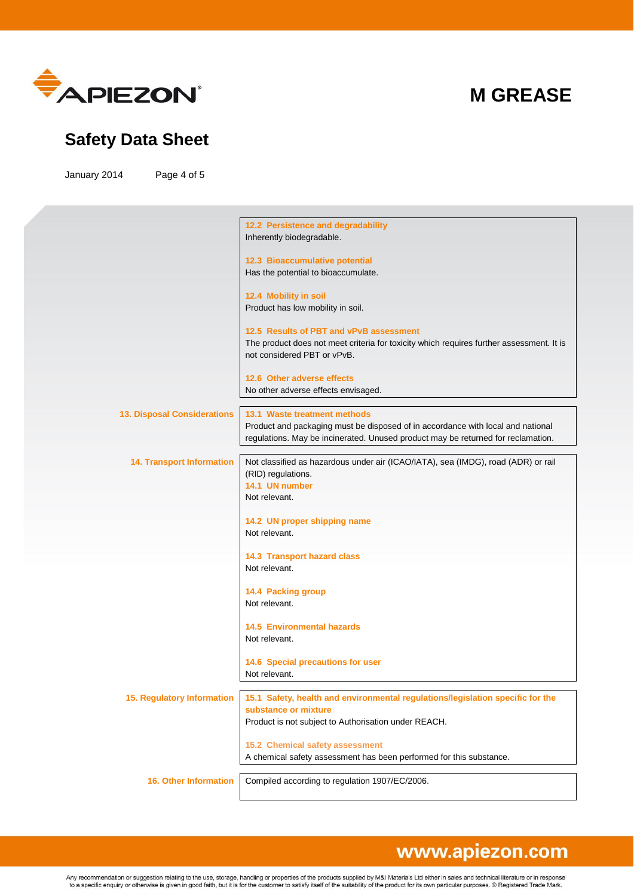#### 12.2 Persistence and degradability

Inherently biodegradable.

#### 12.3 Bioaccumulative potential

Has the potential to bioaccumulate.

#### 12.4 Mobility in soil

Product has low mobility in soil.

#### 12.5 Results of PBT and vPvB assessment

The product does not meet criteria for toxicity which requires further assessment. It is not considered PBT or vPvB.

#### 12.6 Other adverse effects

No other adverse effects envisaged.

## 13. Disposal Considerations

#### 13.1 Waste treatment methods

Product and packaging must be disposed of in accordance with local and national regulations. May be incinerated. Unused product may be returned for reclamation.

## 14. Transport Information

Not classified as hazardous under air (ICAO/IATA), sea (IMDG), road (ADR) or rail (RID) regulations.

#### 14.1 UN number

Not relevant.

#### 14.2 UN proper shipping name

Not relevant.

#### 14.3 Transport hazard class

Not relevant.

#### 14.4 Packing group

Not relevant.

#### 14.5 Environmental hazards

Not relevant.

#### 14.6 Special precautions for user

Not relevant.

## 15. Regulatory Information

#### 15.1 Safety, health and environmental regulations/legislation specific for the substance or mixture

Product is not subject to Authorisation under REACH.

#### 15.2 Chemical safety assessment

A chemical safety assessment has been performed for this substance.

## 16. Other Information

Compiled according to regulation 1907/EC/2006.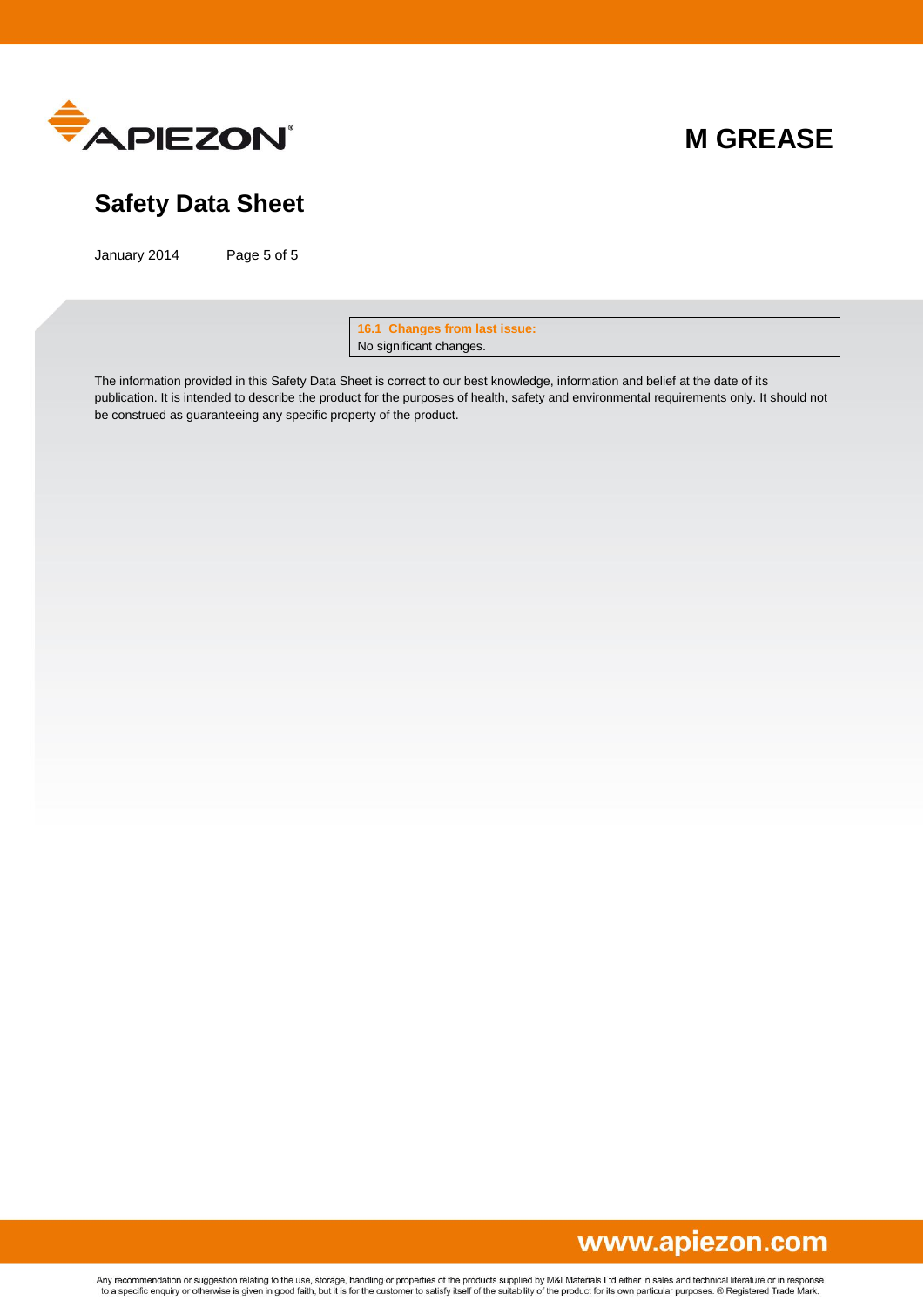**16.1 Changes from last issue:**

No significant changes.

The information provided in this Safety Data Sheet is correct to our best knowledge, information and belief at the date of its publication. It is intended to describe the product for the purposes of health, safety and environmental requirements only. It should not be construed as guaranteeing any specific property of the product.

www.apiezon.com

Any recommendation or suggestion relating to the use, storage, handling or properties of the products supplied by M&I Materials Ltd either in sales and technical literature or in response to a specific enquiry or otherwise is given in good faith, but it is for the customer to satisfy itself of the suitability of the product for its own particular purposes. ® Registered Trade Mark.